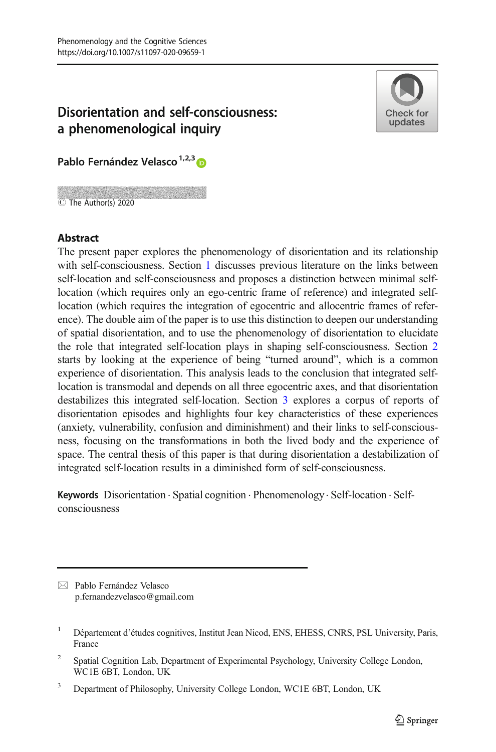# Disorientation and self-consciousness: a phenomenological inquiry

Pablo Fernández Velasco[1,2,3]

© The Author(s) 2020

## Abstract

The present paper explores the phenomenology of disorientation and its relationship with self-consciousness. Section 1 discusses previous literature on the links between self-location and self-consciousness and proposes a distinction between minimal self-location (which requires only an ego-centric frame of reference) and integrated self-location (which requires the integration of egocentric and allocentric frames of reference). The double aim of the paper is to use this distinction to deepen our understanding of spatial disorientation, and to use the phenomenology of disorientation to elucidate the role that integrated self-location plays in shaping self-consciousness. Section 2 starts by looking at the experience of being "turned around", which is a common experience of disorientation. This analysis leads to the conclusion that integrated self-location is transmodal and depends on all three egocentric axes, and that disorientation destabilizes this integrated self-location. Section 3 explores a corpus of reports of disorientation episodes and highlights four key characteristics of these experiences (anxiety, vulnerability, confusion and diminishment) and their links to self-consciousness, focusing on the transformations in both the lived body and the experience of space. The central thesis of this paper is that during disorientation a destabilization of integrated self-location results in a diminished form of self-consciousness.

**Keywords** Disorientation · Spatial cognition · Phenomenology · Self-location · Self-consciousness

---

Pablo Fernández Velasco
p.fernandezvelasco@gmail.com

[1] Département d'études cognitives, Institut Jean Nicod, ENS, EHESS, CNRS, PSL University, Paris, France

[2] Spatial Cognition Lab, Department of Experimental Psychology, University College London, WC1E 6BT, London, UK

[3] Department of Philosophy, University College London, WC1E 6BT, London, UK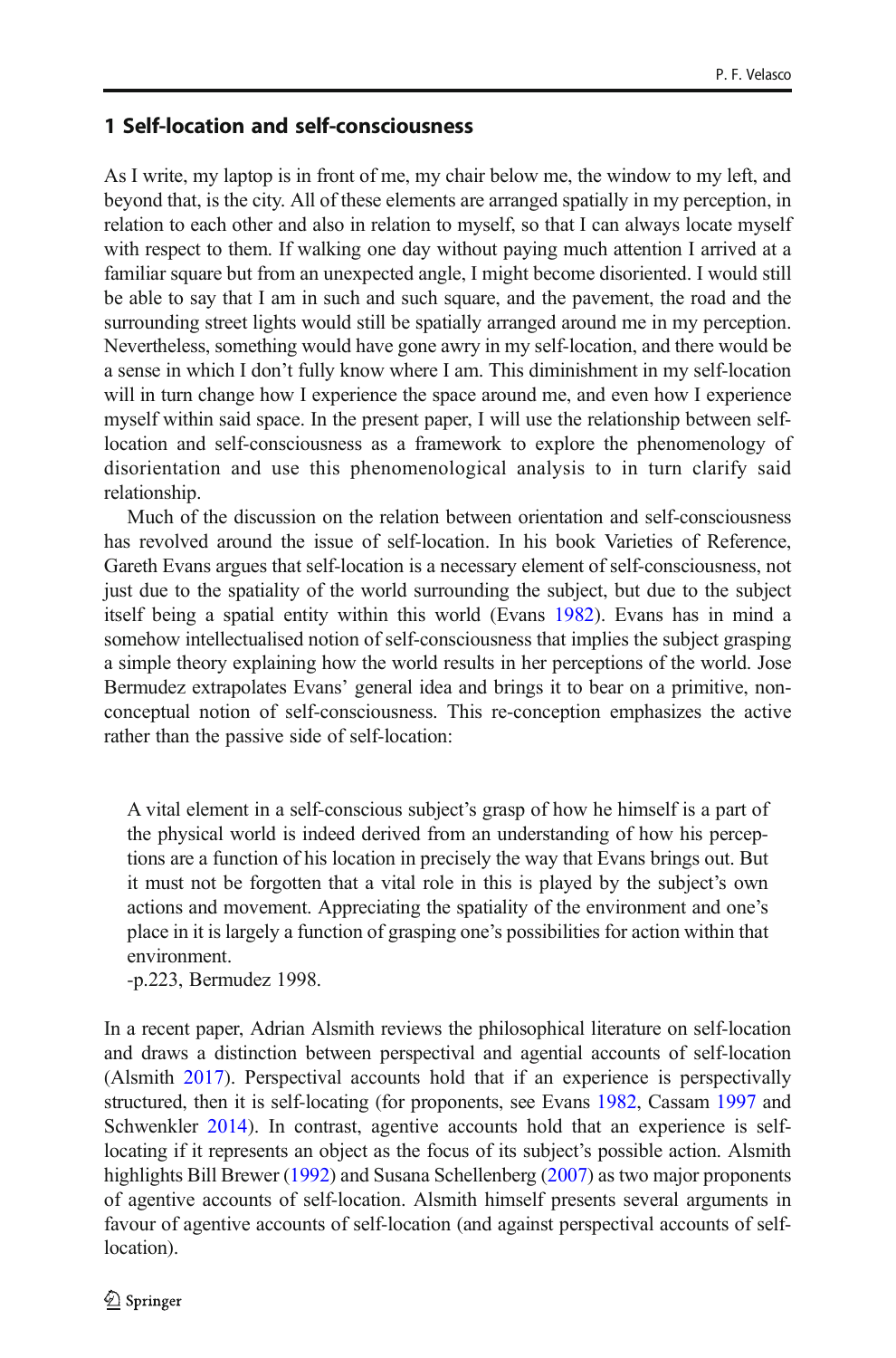## 1 Self-location and self-consciousness

As I write, my laptop is in front of me, my chair below me, the window to my left, and beyond that, is the city. All of these elements are arranged spatially in my perception, in relation to each other and also in relation to myself, so that I can always locate myself with respect to them. If walking one day without paying much attention I arrived at a familiar square but from an unexpected angle, I might become disoriented. I would still be able to say that I am in such and such square, and the pavement, the road and the surrounding street lights would still be spatially arranged around me in my perception. Nevertheless, something would have gone awry in my self-location, and there would be a sense in which I don't fully know where I am. This diminishment in my self-location will in turn change how I experience the space around me, and even how I experience myself within said space. In the present paper, I will use the relationship between self-location and self-consciousness as a framework to explore the phenomenology of disorientation and use this phenomenological analysis to in turn clarify said relationship.

Much of the discussion on the relation between orientation and self-consciousness has revolved around the issue of self-location. In his book Varieties of Reference, Gareth Evans argues that self-location is a necessary element of self-consciousness, not just due to the spatiality of the world surrounding the subject, but due to the subject itself being a spatial entity within this world (Evans 1982). Evans has in mind a somehow intellectualised notion of self-consciousness that implies the subject grasping a simple theory explaining how the world results in her perceptions of the world. Jose Bermudez extrapolates Evans' general idea and brings it to bear on a primitive, non-conceptual notion of self-consciousness. This re-conception emphasizes the active rather than the passive side of self-location:

> A vital element in a self-conscious subject's grasp of how he himself is a part of the physical world is indeed derived from an understanding of how his perceptions are a function of his location in precisely the way that Evans brings out. But it must not be forgotten that a vital role in this is played by the subject's own actions and movement. Appreciating the spatiality of the environment and one's place in it is largely a function of grasping one's possibilities for action within that environment.
>
> -p.223, Bermudez 1998.

In a recent paper, Adrian Alsmith reviews the philosophical literature on self-location and draws a distinction between perspectival and agential accounts of self-location (Alsmith 2017). Perspectival accounts hold that if an experience is perspectivally structured, then it is self-locating (for proponents, see Evans 1982, Cassam 1997 and Schwenkler 2014). In contrast, agentive accounts hold that an experience is self-locating if it represents an object as the focus of its subject's possible action. Alsmith highlights Bill Brewer (1992) and Susana Schellenberg (2007) as two major proponents of agentive accounts of self-location. Alsmith himself presents several arguments in favour of agentive accounts of self-location (and against perspectival accounts of self-location).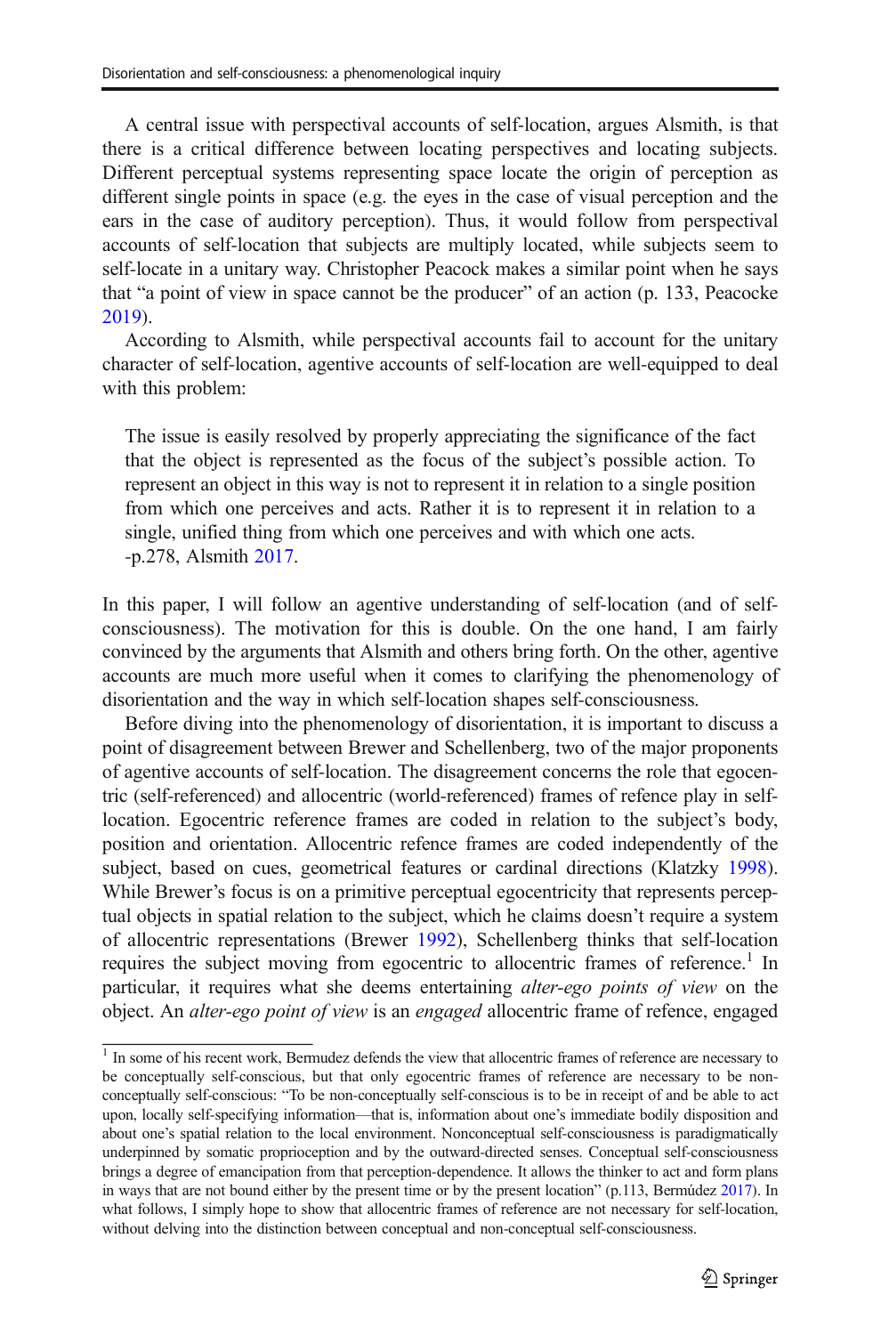A central issue with perspectival accounts of self-location, argues Alsmith, is that there is a critical difference between locating perspectives and locating subjects. Different perceptual systems representing space locate the origin of perception as different single points in space (e.g. the eyes in the case of visual perception and the ears in the case of auditory perception). Thus, it would follow from perspectival accounts of self-location that subjects are multiply located, while subjects seem to self-locate in a unitary way. Christopher Peacock makes a similar point when he says that "a point of view in space cannot be the producer" of an action (p. 133, Peacocke 2019).

According to Alsmith, while perspectival accounts fail to account for the unitary character of self-location, agentive accounts of self-location are well-equipped to deal with this problem:

> The issue is easily resolved by properly appreciating the significance of the fact that the object is represented as the focus of the subject's possible action. To represent an object in this way is not to represent it in relation to a single position from which one perceives and acts. Rather it is to represent it in relation to a single, unified thing from which one perceives and with which one acts.
> -p.278, Alsmith 2017.

In this paper, I will follow an agentive understanding of self-location (and of self-consciousness). The motivation for this is double. On the one hand, I am fairly convinced by the arguments that Alsmith and others bring forth. On the other, agentive accounts are much more useful when it comes to clarifying the phenomenology of disorientation and the way in which self-location shapes self-consciousness.

Before diving into the phenomenology of disorientation, it is important to discuss a point of disagreement between Brewer and Schellenberg, two of the major proponents of agentive accounts of self-location. The disagreement concerns the role that egocentric (self-referenced) and allocentric (world-referenced) frames of refence play in self-location. Egocentric reference frames are coded in relation to the subject's body, position and orientation. Allocentric refence frames are coded independently of the subject, based on cues, geometrical features or cardinal directions (Klatzky 1998). While Brewer's focus is on a primitive perceptual egocentricity that represents perceptual objects in spatial relation to the subject, which he claims doesn't require a system of allocentric representations (Brewer 1992), Schellenberg thinks that self-location requires the subject moving from egocentric to allocentric frames of reference.[1] In particular, it requires what she deems entertaining *alter-ego points of view* on the object. An *alter-ego point of view* is an *engaged* allocentric frame of refence, engaged

---

[1] In some of his recent work, Bermudez defends the view that allocentric frames of reference are necessary to be conceptually self-conscious, but that only egocentric frames of reference are necessary to be non-conceptually self-conscious: "To be non-conceptually self-conscious is to be in receipt of and be able to act upon, locally self-specifying information—that is, information about one's immediate bodily disposition and about one's spatial relation to the local environment. Nonconceptual self-consciousness is paradigmatically underpinned by somatic proprioception and by the outward-directed senses. Conceptual self-consciousness brings a degree of emancipation from that perception-dependence. It allows the thinker to act and form plans in ways that are not bound either by the present time or by the present location" (p.113, Bermúdez 2017). In what follows, I simply hope to show that allocentric frames of reference are not necessary for self-location, without delving into the distinction between conceptual and non-conceptual self-consciousness.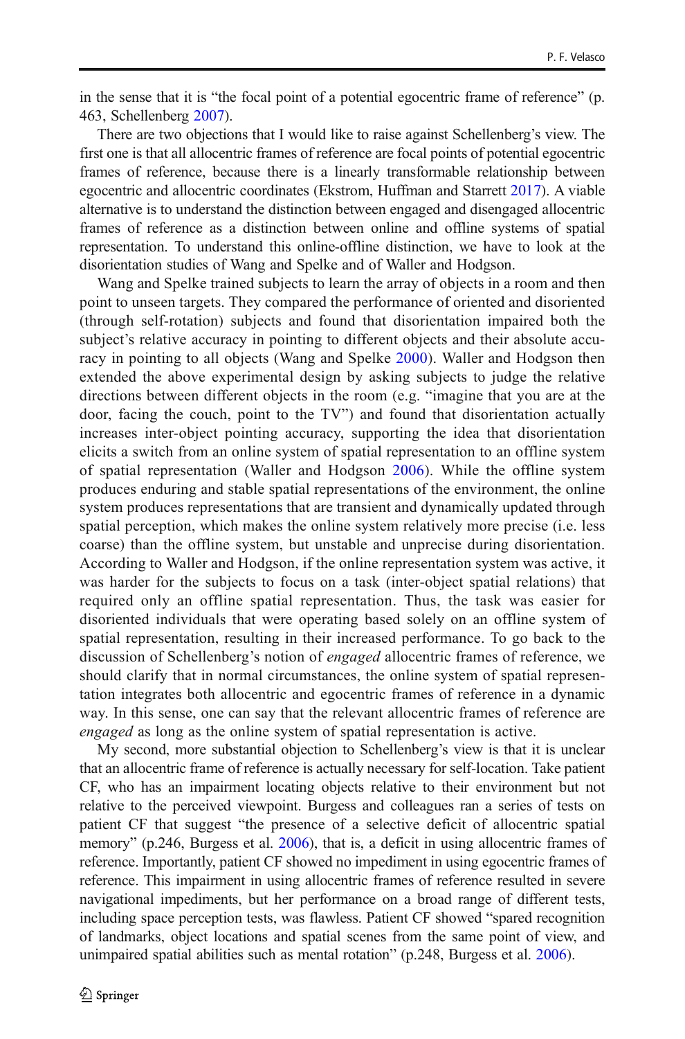in the sense that it is "the focal point of a potential egocentric frame of reference" (p. 463, Schellenberg 2007).

There are two objections that I would like to raise against Schellenberg's view. The first one is that all allocentric frames of reference are focal points of potential egocentric frames of reference, because there is a linearly transformable relationship between egocentric and allocentric coordinates (Ekstrom, Huffman and Starrett 2017). A viable alternative is to understand the distinction between engaged and disengaged allocentric frames of reference as a distinction between online and offline systems of spatial representation. To understand this online-offline distinction, we have to look at the disorientation studies of Wang and Spelke and of Waller and Hodgson.

Wang and Spelke trained subjects to learn the array of objects in a room and then point to unseen targets. They compared the performance of oriented and disoriented (through self-rotation) subjects and found that disorientation impaired both the subject's relative accuracy in pointing to different objects and their absolute accuracy in pointing to all objects (Wang and Spelke 2000). Waller and Hodgson then extended the above experimental design by asking subjects to judge the relative directions between different objects in the room (e.g. "imagine that you are at the door, facing the couch, point to the TV") and found that disorientation actually increases inter-object pointing accuracy, supporting the idea that disorientation elicits a switch from an online system of spatial representation to an offline system of spatial representation (Waller and Hodgson 2006). While the offline system produces enduring and stable spatial representations of the environment, the online system produces representations that are transient and dynamically updated through spatial perception, which makes the online system relatively more precise (i.e. less coarse) than the offline system, but unstable and unprecise during disorientation. According to Waller and Hodgson, if the online representation system was active, it was harder for the subjects to focus on a task (inter-object spatial relations) that required only an offline spatial representation. Thus, the task was easier for disoriented individuals that were operating based solely on an offline system of spatial representation, resulting in their increased performance. To go back to the discussion of Schellenberg's notion of *engaged* allocentric frames of reference, we should clarify that in normal circumstances, the online system of spatial representation integrates both allocentric and egocentric frames of reference in a dynamic way. In this sense, one can say that the relevant allocentric frames of reference are *engaged* as long as the online system of spatial representation is active.

My second, more substantial objection to Schellenberg's view is that it is unclear that an allocentric frame of reference is actually necessary for self-location. Take patient CF, who has an impairment locating objects relative to their environment but not relative to the perceived viewpoint. Burgess and colleagues ran a series of tests on patient CF that suggest "the presence of a selective deficit of allocentric spatial memory" (p.246, Burgess et al. 2006), that is, a deficit in using allocentric frames of reference. Importantly, patient CF showed no impediment in using egocentric frames of reference. This impairment in using allocentric frames of reference resulted in severe navigational impediments, but her performance on a broad range of different tests, including space perception tests, was flawless. Patient CF showed "spared recognition of landmarks, object locations and spatial scenes from the same point of view, and unimpaired spatial abilities such as mental rotation" (p.248, Burgess et al. 2006).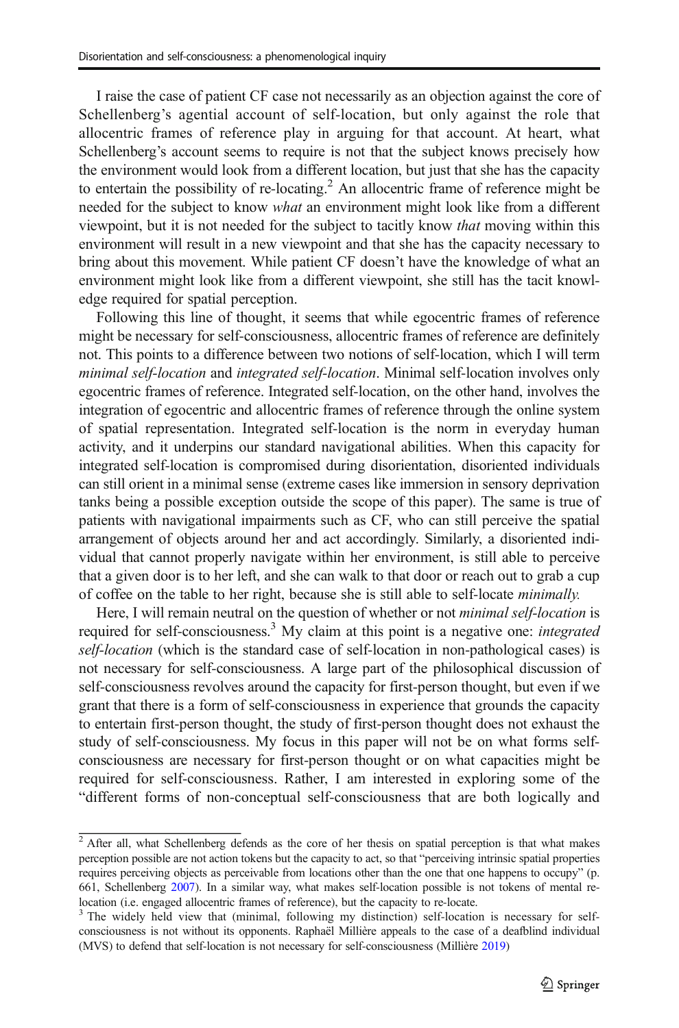I raise the case of patient CF case not necessarily as an objection against the core of Schellenberg's agential account of self-location, but only against the role that allocentric frames of reference play in arguing for that account. At heart, what Schellenberg's account seems to require is not that the subject knows precisely how the environment would look from a different location, but just that she has the capacity to entertain the possibility of re-locating.[2] An allocentric frame of reference might be needed for the subject to know *what* an environment might look like from a different viewpoint, but it is not needed for the subject to tacitly know *that* moving within this environment will result in a new viewpoint and that she has the capacity necessary to bring about this movement. While patient CF doesn't have the knowledge of what an environment might look like from a different viewpoint, she still has the tacit knowledge required for spatial perception.

Following this line of thought, it seems that while egocentric frames of reference might be necessary for self-consciousness, allocentric frames of reference are definitely not. This points to a difference between two notions of self-location, which I will term *minimal self-location* and *integrated self-location*. Minimal self-location involves only egocentric frames of reference. Integrated self-location, on the other hand, involves the integration of egocentric and allocentric frames of reference through the online system of spatial representation. Integrated self-location is the norm in everyday human activity, and it underpins our standard navigational abilities. When this capacity for integrated self-location is compromised during disorientation, disoriented individuals can still orient in a minimal sense (extreme cases like immersion in sensory deprivation tanks being a possible exception outside the scope of this paper). The same is true of patients with navigational impairments such as CF, who can still perceive the spatial arrangement of objects around her and act accordingly. Similarly, a disoriented individual that cannot properly navigate within her environment, is still able to perceive that a given door is to her left, and she can walk to that door or reach out to grab a cup of coffee on the table to her right, because she is still able to self-locate *minimally.*

Here, I will remain neutral on the question of whether or not *minimal self-location* is required for self-consciousness.[3] My claim at this point is a negative one: *integrated self-location* (which is the standard case of self-location in non-pathological cases) is not necessary for self-consciousness. A large part of the philosophical discussion of self-consciousness revolves around the capacity for first-person thought, but even if we grant that there is a form of self-consciousness in experience that grounds the capacity to entertain first-person thought, the study of first-person thought does not exhaust the study of self-consciousness. My focus in this paper will not be on what forms self-consciousness are necessary for first-person thought or on what capacities might be required for self-consciousness. Rather, I am interested in exploring some of the "different forms of non-conceptual self-consciousness that are both logically and

---

[2] After all, what Schellenberg defends as the core of her thesis on spatial perception is that what makes perception possible are not action tokens but the capacity to act, so that "perceiving intrinsic spatial properties requires perceiving objects as perceivable from locations other than the one that one happens to occupy" (p. 661, Schellenberg 2007). In a similar way, what makes self-location possible is not tokens of mental re-location (i.e. engaged allocentric frames of reference), but the capacity to re-locate.

[3] The widely held view that (minimal, following my distinction) self-location is necessary for self-consciousness is not without its opponents. Raphaël Millière appeals to the case of a deafblind individual (MVS) to defend that self-location is not necessary for self-consciousness (Millière 2019)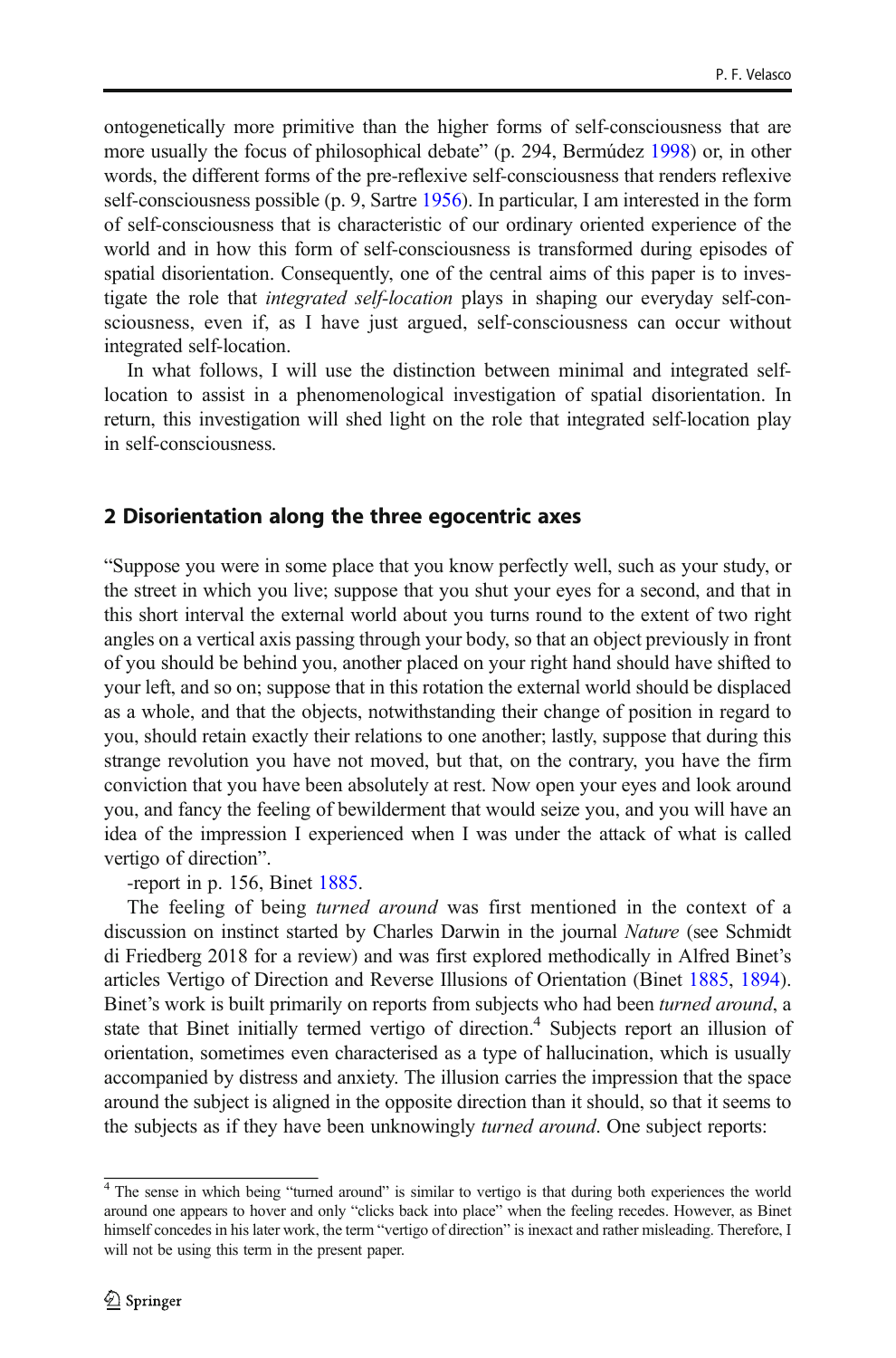ontogenetically more primitive than the higher forms of self-consciousness that are more usually the focus of philosophical debate" (p. 294, Bermúdez 1998) or, in other words, the different forms of the pre-reflexive self-consciousness that renders reflexive self-consciousness possible (p. 9, Sartre 1956). In particular, I am interested in the form of self-consciousness that is characteristic of our ordinary oriented experience of the world and in how this form of self-consciousness is transformed during episodes of spatial disorientation. Consequently, one of the central aims of this paper is to investigate the role that *integrated self-location* plays in shaping our everyday self-consciousness, even if, as I have just argued, self-consciousness can occur without integrated self-location.

In what follows, I will use the distinction between minimal and integrated self-location to assist in a phenomenological investigation of spatial disorientation. In return, this investigation will shed light on the role that integrated self-location play in self-consciousness.

## 2 Disorientation along the three egocentric axes

"Suppose you were in some place that you know perfectly well, such as your study, or the street in which you live; suppose that you shut your eyes for a second, and that in this short interval the external world about you turns round to the extent of two right angles on a vertical axis passing through your body, so that an object previously in front of you should be behind you, another placed on your right hand should have shifted to your left, and so on; suppose that in this rotation the external world should be displaced as a whole, and that the objects, notwithstanding their change of position in regard to you, should retain exactly their relations to one another; lastly, suppose that during this strange revolution you have not moved, but that, on the contrary, you have the firm conviction that you have been absolutely at rest. Now open your eyes and look around you, and fancy the feeling of bewilderment that would seize you, and you will have an idea of the impression I experienced when I was under the attack of what is called vertigo of direction".

-report in p. 156, Binet 1885.

The feeling of being *turned around* was first mentioned in the context of a discussion on instinct started by Charles Darwin in the journal *Nature* (see Schmidt di Friedberg 2018 for a review) and was first explored methodically in Alfred Binet's articles Vertigo of Direction and Reverse Illusions of Orientation (Binet 1885, 1894). Binet's work is built primarily on reports from subjects who had been *turned around*, a state that Binet initially termed vertigo of direction.[4] Subjects report an illusion of orientation, sometimes even characterised as a type of hallucination, which is usually accompanied by distress and anxiety. The illusion carries the impression that the space around the subject is aligned in the opposite direction than it should, so that it seems to the subjects as if they have been unknowingly *turned around*. One subject reports:

[4] The sense in which being "turned around" is similar to vertigo is that during both experiences the world around one appears to hover and only "clicks back into place" when the feeling recedes. However, as Binet himself concedes in his later work, the term "vertigo of direction" is inexact and rather misleading. Therefore, I will not be using this term in the present paper.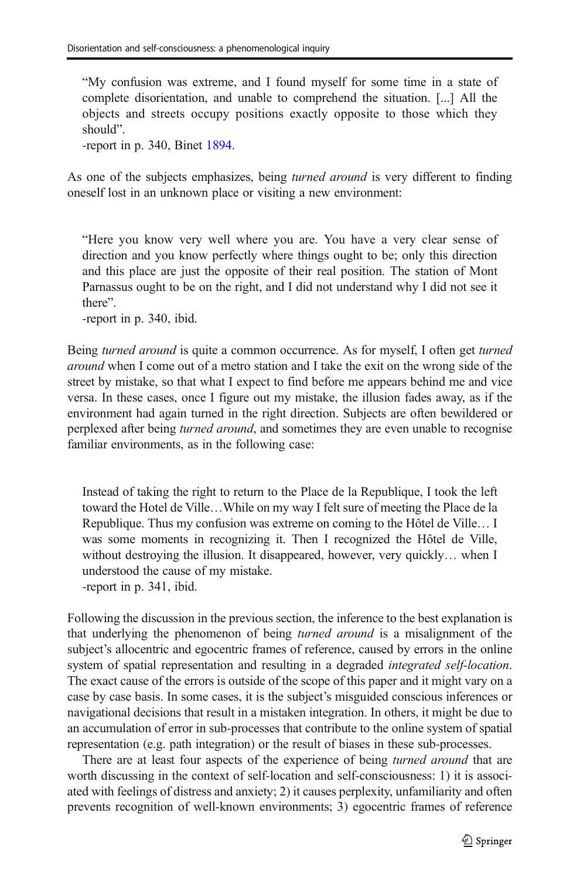> "My confusion was extreme, and I found myself for some time in a state of complete disorientation, and unable to comprehend the situation. [...] All the objects and streets occupy positions exactly opposite to those which they should".
>
> -report in p. 340, Binet 1894.

As one of the subjects emphasizes, being *turned around* is very different to finding oneself lost in an unknown place or visiting a new environment:

> "Here you know very well where you are. You have a very clear sense of direction and you know perfectly where things ought to be; only this direction and this place are just the opposite of their real position. The station of Mont Parnassus ought to be on the right, and I did not understand why I did not see it there".
>
> -report in p. 340, ibid.

Being *turned around* is quite a common occurrence. As for myself, I often get *turned around* when I come out of a metro station and I take the exit on the wrong side of the street by mistake, so that what I expect to find before me appears behind me and vice versa. In these cases, once I figure out my mistake, the illusion fades away, as if the environment had again turned in the right direction. Subjects are often bewildered or perplexed after being *turned around*, and sometimes they are even unable to recognise familiar environments, as in the following case:

> Instead of taking the right to return to the Place de la Republique, I took the left toward the Hotel de Ville…While on my way I felt sure of meeting the Place de la Republique. Thus my confusion was extreme on coming to the Hôtel de Ville… I was some moments in recognizing it. Then I recognized the Hôtel de Ville, without destroying the illusion. It disappeared, however, very quickly… when I understood the cause of my mistake.
>
> -report in p. 341, ibid.

Following the discussion in the previous section, the inference to the best explanation is that underlying the phenomenon of being *turned around* is a misalignment of the subject's allocentric and egocentric frames of reference, caused by errors in the online system of spatial representation and resulting in a degraded *integrated self-location*. The exact cause of the errors is outside of the scope of this paper and it might vary on a case by case basis. In some cases, it is the subject's misguided conscious inferences or navigational decisions that result in a mistaken integration. In others, it might be due to an accumulation of error in sub-processes that contribute to the online system of spatial representation (e.g. path integration) or the result of biases in these sub-processes.

There are at least four aspects of the experience of being *turned around* that are worth discussing in the context of self-location and self-consciousness: 1) it is associated with feelings of distress and anxiety; 2) it causes perplexity, unfamiliarity and often prevents recognition of well-known environments; 3) egocentric frames of reference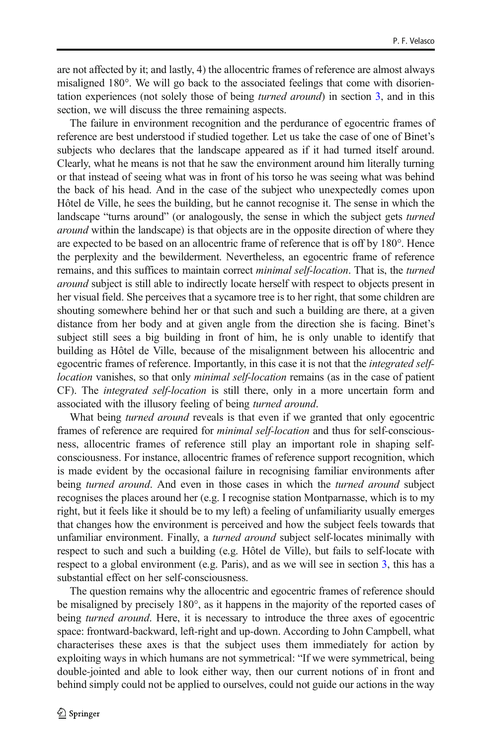are not affected by it; and lastly, 4) the allocentric frames of reference are almost always misaligned 180°. We will go back to the associated feelings that come with disorientation experiences (not solely those of being *turned around*) in section 3, and in this section, we will discuss the three remaining aspects.

The failure in environment recognition and the perdurance of egocentric frames of reference are best understood if studied together. Let us take the case of one of Binet's subjects who declares that the landscape appeared as if it had turned itself around. Clearly, what he means is not that he saw the environment around him literally turning or that instead of seeing what was in front of his torso he was seeing what was behind the back of his head. And in the case of the subject who unexpectedly comes upon Hôtel de Ville, he sees the building, but he cannot recognise it. The sense in which the landscape "turns around" (or analogously, the sense in which the subject gets *turned around* within the landscape) is that objects are in the opposite direction of where they are expected to be based on an allocentric frame of reference that is off by 180°. Hence the perplexity and the bewilderment. Nevertheless, an egocentric frame of reference remains, and this suffices to maintain correct *minimal self-location*. That is, the *turned around* subject is still able to indirectly locate herself with respect to objects present in her visual field. She perceives that a sycamore tree is to her right, that some children are shouting somewhere behind her or that such and such a building are there, at a given distance from her body and at given angle from the direction she is facing. Binet's subject still sees a big building in front of him, he is only unable to identify that building as Hôtel de Ville, because of the misalignment between his allocentric and egocentric frames of reference. Importantly, in this case it is not that the *integrated self-location* vanishes, so that only *minimal self-location* remains (as in the case of patient CF). The *integrated self-location* is still there, only in a more uncertain form and associated with the illusory feeling of being *turned around*.

What being *turned around* reveals is that even if we granted that only egocentric frames of reference are required for *minimal self-location* and thus for self-consciousness, allocentric frames of reference still play an important role in shaping self-consciousness. For instance, allocentric frames of reference support recognition, which is made evident by the occasional failure in recognising familiar environments after being *turned around*. And even in those cases in which the *turned around* subject recognises the places around her (e.g. I recognise station Montparnasse, which is to my right, but it feels like it should be to my left) a feeling of unfamiliarity usually emerges that changes how the environment is perceived and how the subject feels towards that unfamiliar environment. Finally, a *turned around* subject self-locates minimally with respect to such and such a building (e.g. Hôtel de Ville), but fails to self-locate with respect to a global environment (e.g. Paris), and as we will see in section 3, this has a substantial effect on her self-consciousness.

The question remains why the allocentric and egocentric frames of reference should be misaligned by precisely 180°, as it happens in the majority of the reported cases of being *turned around*. Here, it is necessary to introduce the three axes of egocentric space: frontward-backward, left-right and up-down. According to John Campbell, what characterises these axes is that the subject uses them immediately for action by exploiting ways in which humans are not symmetrical: "If we were symmetrical, being double-jointed and able to look either way, then our current notions of in front and behind simply could not be applied to ourselves, could not guide our actions in the way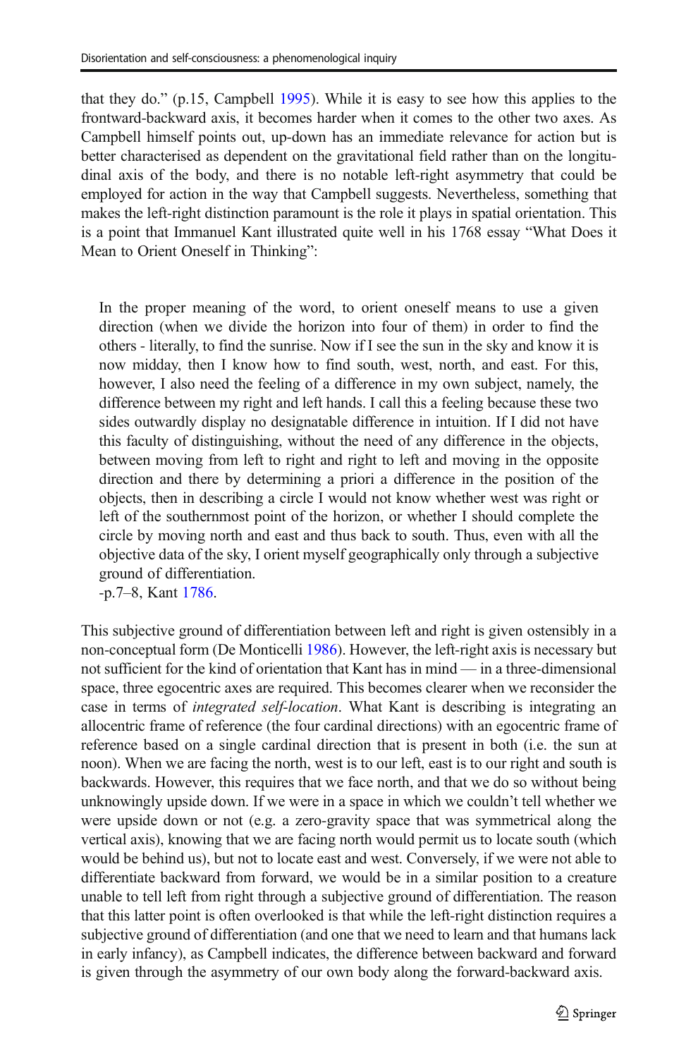that they do." (p.15, Campbell 1995). While it is easy to see how this applies to the frontward-backward axis, it becomes harder when it comes to the other two axes. As Campbell himself points out, up-down has an immediate relevance for action but is better characterised as dependent on the gravitational field rather than on the longitudinal axis of the body, and there is no notable left-right asymmetry that could be employed for action in the way that Campbell suggests. Nevertheless, something that makes the left-right distinction paramount is the role it plays in spatial orientation. This is a point that Immanuel Kant illustrated quite well in his 1768 essay "What Does it Mean to Orient Oneself in Thinking":

> In the proper meaning of the word, to orient oneself means to use a given direction (when we divide the horizon into four of them) in order to find the others - literally, to find the sunrise. Now if I see the sun in the sky and know it is now midday, then I know how to find south, west, north, and east. For this, however, I also need the feeling of a difference in my own subject, namely, the difference between my right and left hands. I call this a feeling because these two sides outwardly display no designatable difference in intuition. If I did not have this faculty of distinguishing, without the need of any difference in the objects, between moving from left to right and right to left and moving in the opposite direction and there by determining a priori a difference in the position of the objects, then in describing a circle I would not know whether west was right or left of the southernmost point of the horizon, or whether I should complete the circle by moving north and east and thus back to south. Thus, even with all the objective data of the sky, I orient myself geographically only through a subjective ground of differentiation.
> -p.7–8, Kant 1786.

This subjective ground of differentiation between left and right is given ostensibly in a non-conceptual form (De Monticelli 1986). However, the left-right axis is necessary but not sufficient for the kind of orientation that Kant has in mind — in a three-dimensional space, three egocentric axes are required. This becomes clearer when we reconsider the case in terms of *integrated self-location*. What Kant is describing is integrating an allocentric frame of reference (the four cardinal directions) with an egocentric frame of reference based on a single cardinal direction that is present in both (i.e. the sun at noon). When we are facing the north, west is to our left, east is to our right and south is backwards. However, this requires that we face north, and that we do so without being unknowingly upside down. If we were in a space in which we couldn't tell whether we were upside down or not (e.g. a zero-gravity space that was symmetrical along the vertical axis), knowing that we are facing north would permit us to locate south (which would be behind us), but not to locate east and west. Conversely, if we were not able to differentiate backward from forward, we would be in a similar position to a creature unable to tell left from right through a subjective ground of differentiation. The reason that this latter point is often overlooked is that while the left-right distinction requires a subjective ground of differentiation (and one that we need to learn and that humans lack in early infancy), as Campbell indicates, the difference between backward and forward is given through the asymmetry of our own body along the forward-backward axis.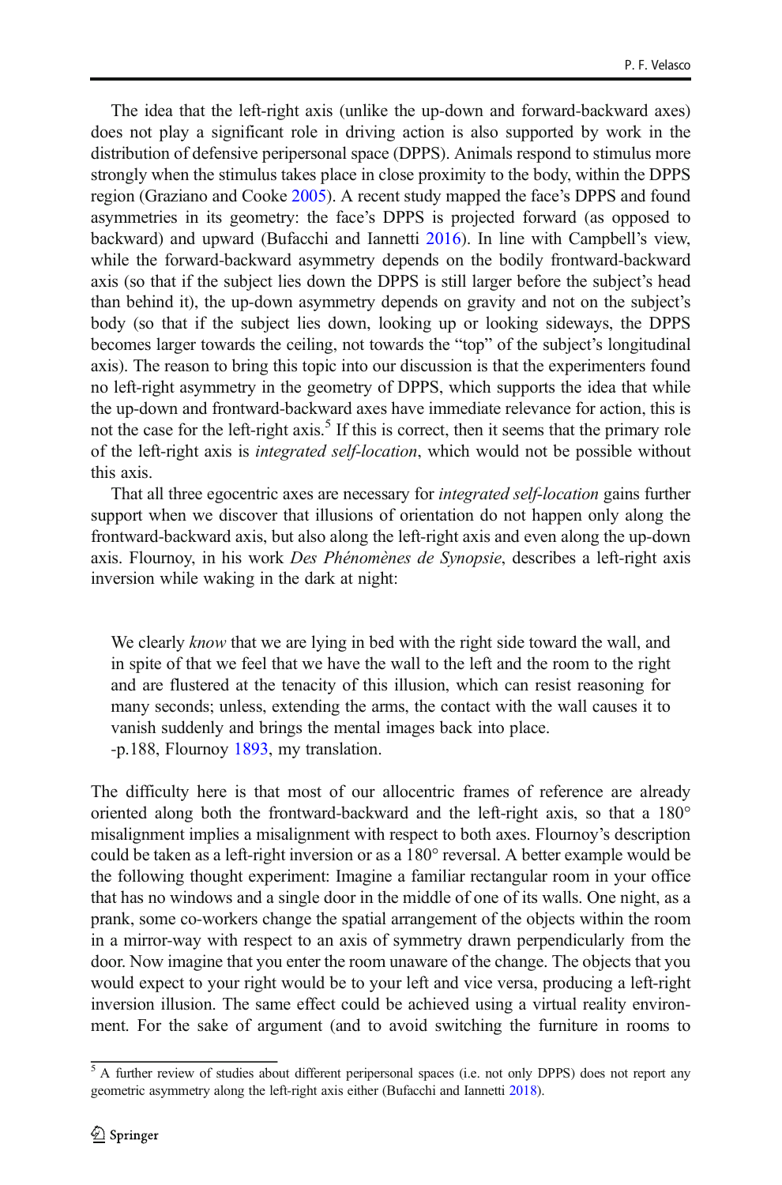The idea that the left-right axis (unlike the up-down and forward-backward axes) does not play a significant role in driving action is also supported by work in the distribution of defensive peripersonal space (DPPS). Animals respond to stimulus more strongly when the stimulus takes place in close proximity to the body, within the DPPS region (Graziano and Cooke 2005). A recent study mapped the face's DPPS and found asymmetries in its geometry: the face's DPPS is projected forward (as opposed to backward) and upward (Bufacchi and Iannetti 2016). In line with Campbell's view, while the forward-backward asymmetry depends on the bodily frontward-backward axis (so that if the subject lies down the DPPS is still larger before the subject's head than behind it), the up-down asymmetry depends on gravity and not on the subject's body (so that if the subject lies down, looking up or looking sideways, the DPPS becomes larger towards the ceiling, not towards the "top" of the subject's longitudinal axis). The reason to bring this topic into our discussion is that the experimenters found no left-right asymmetry in the geometry of DPPS, which supports the idea that while the up-down and frontward-backward axes have immediate relevance for action, this is not the case for the left-right axis.[5] If this is correct, then it seems that the primary role of the left-right axis is *integrated self-location*, which would not be possible without this axis.

That all three egocentric axes are necessary for *integrated self-location* gains further support when we discover that illusions of orientation do not happen only along the frontward-backward axis, but also along the left-right axis and even along the up-down axis. Flournoy, in his work *Des Phénomènes de Synopsie*, describes a left-right axis inversion while waking in the dark at night:

> We clearly *know* that we are lying in bed with the right side toward the wall, and in spite of that we feel that we have the wall to the left and the room to the right and are flustered at the tenacity of this illusion, which can resist reasoning for many seconds; unless, extending the arms, the contact with the wall causes it to vanish suddenly and brings the mental images back into place.
> -p.188, Flournoy 1893, my translation.

The difficulty here is that most of our allocentric frames of reference are already oriented along both the frontward-backward and the left-right axis, so that a 180° misalignment implies a misalignment with respect to both axes. Flournoy's description could be taken as a left-right inversion or as a 180° reversal. A better example would be the following thought experiment: Imagine a familiar rectangular room in your office that has no windows and a single door in the middle of one of its walls. One night, as a prank, some co-workers change the spatial arrangement of the objects within the room in a mirror-way with respect to an axis of symmetry drawn perpendicularly from the door. Now imagine that you enter the room unaware of the change. The objects that you would expect to your right would be to your left and vice versa, producing a left-right inversion illusion. The same effect could be achieved using a virtual reality environment. For the sake of argument (and to avoid switching the furniture in rooms to

[5] A further review of studies about different peripersonal spaces (i.e. not only DPPS) does not report any geometric asymmetry along the left-right axis either (Bufacchi and Iannetti 2018).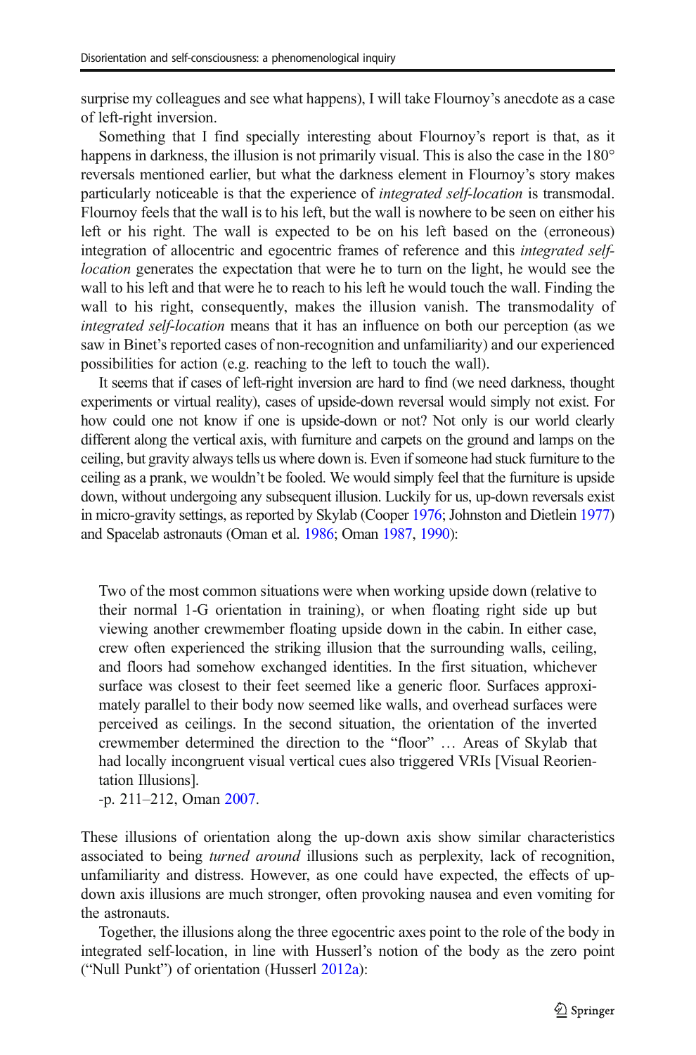surprise my colleagues and see what happens), I will take Flournoy's anecdote as a case of left-right inversion.

Something that I find specially interesting about Flournoy's report is that, as it happens in darkness, the illusion is not primarily visual. This is also the case in the 180° reversals mentioned earlier, but what the darkness element in Flournoy's story makes particularly noticeable is that the experience of *integrated self-location* is transmodal. Flournoy feels that the wall is to his left, but the wall is nowhere to be seen on either his left or his right. The wall is expected to be on his left based on the (erroneous) integration of allocentric and egocentric frames of reference and this *integrated self-location* generates the expectation that were he to turn on the light, he would see the wall to his left and that were he to reach to his left he would touch the wall. Finding the wall to his right, consequently, makes the illusion vanish. The transmodality of *integrated self-location* means that it has an influence on both our perception (as we saw in Binet's reported cases of non-recognition and unfamiliarity) and our experienced possibilities for action (e.g. reaching to the left to touch the wall).

It seems that if cases of left-right inversion are hard to find (we need darkness, thought experiments or virtual reality), cases of upside-down reversal would simply not exist. For how could one not know if one is upside-down or not? Not only is our world clearly different along the vertical axis, with furniture and carpets on the ground and lamps on the ceiling, but gravity always tells us where down is. Even if someone had stuck furniture to the ceiling as a prank, we wouldn't be fooled. We would simply feel that the furniture is upside down, without undergoing any subsequent illusion. Luckily for us, up-down reversals exist in micro-gravity settings, as reported by Skylab (Cooper 1976; Johnston and Dietlein 1977) and Spacelab astronauts (Oman et al. 1986; Oman 1987, 1990):

> Two of the most common situations were when working upside down (relative to their normal 1-G orientation in training), or when floating right side up but viewing another crewmember floating upside down in the cabin. In either case, crew often experienced the striking illusion that the surrounding walls, ceiling, and floors had somehow exchanged identities. In the first situation, whichever surface was closest to their feet seemed like a generic floor. Surfaces approximately parallel to their body now seemed like walls, and overhead surfaces were perceived as ceilings. In the second situation, the orientation of the inverted crewmember determined the direction to the "floor" … Areas of Skylab that had locally incongruent visual vertical cues also triggered VRIs [Visual Reorientation Illusions].
>
> -p. 211–212, Oman 2007.

These illusions of orientation along the up-down axis show similar characteristics associated to being *turned around* illusions such as perplexity, lack of recognition, unfamiliarity and distress. However, as one could have expected, the effects of up-down axis illusions are much stronger, often provoking nausea and even vomiting for the astronauts.

Together, the illusions along the three egocentric axes point to the role of the body in integrated self-location, in line with Husserl's notion of the body as the zero point ("Null Punkt") of orientation (Husserl 2012a):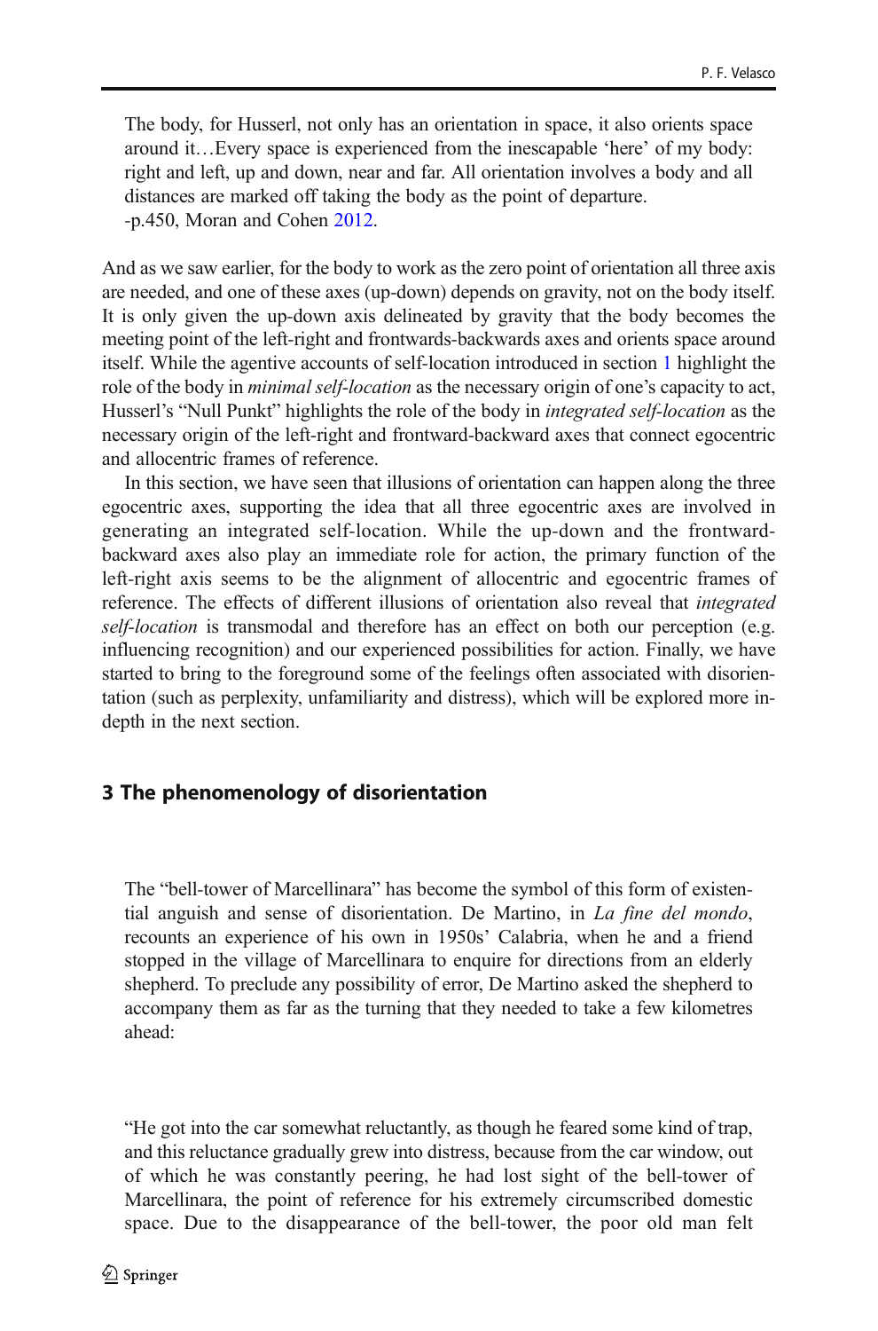> The body, for Husserl, not only has an orientation in space, it also orients space around it…Every space is experienced from the inescapable 'here' of my body: right and left, up and down, near and far. All orientation involves a body and all distances are marked off taking the body as the point of departure.
> -p.450, Moran and Cohen 2012.

And as we saw earlier, for the body to work as the zero point of orientation all three axis are needed, and one of these axes (up-down) depends on gravity, not on the body itself. It is only given the up-down axis delineated by gravity that the body becomes the meeting point of the left-right and frontwards-backwards axes and orients space around itself. While the agentive accounts of self-location introduced in section 1 highlight the role of the body in *minimal self-location* as the necessary origin of one's capacity to act, Husserl's "Null Punkt" highlights the role of the body in *integrated self-location* as the necessary origin of the left-right and frontward-backward axes that connect egocentric and allocentric frames of reference.

In this section, we have seen that illusions of orientation can happen along the three egocentric axes, supporting the idea that all three egocentric axes are involved in generating an integrated self-location. While the up-down and the frontward-backward axes also play an immediate role for action, the primary function of the left-right axis seems to be the alignment of allocentric and egocentric frames of reference. The effects of different illusions of orientation also reveal that *integrated self-location* is transmodal and therefore has an effect on both our perception (e.g. influencing recognition) and our experienced possibilities for action. Finally, we have started to bring to the foreground some of the feelings often associated with disorientation (such as perplexity, unfamiliarity and distress), which will be explored more in-depth in the next section.

## 3 The phenomenology of disorientation

> The "bell-tower of Marcellinara" has become the symbol of this form of existential anguish and sense of disorientation. De Martino, in *La fine del mondo*, recounts an experience of his own in 1950s' Calabria, when he and a friend stopped in the village of Marcellinara to enquire for directions from an elderly shepherd. To preclude any possibility of error, De Martino asked the shepherd to accompany them as far as the turning that they needed to take a few kilometres ahead:

> "He got into the car somewhat reluctantly, as though he feared some kind of trap, and this reluctance gradually grew into distress, because from the car window, out of which he was constantly peering, he had lost sight of the bell-tower of Marcellinara, the point of reference for his extremely circumscribed domestic space. Due to the disappearance of the bell-tower, the poor old man felt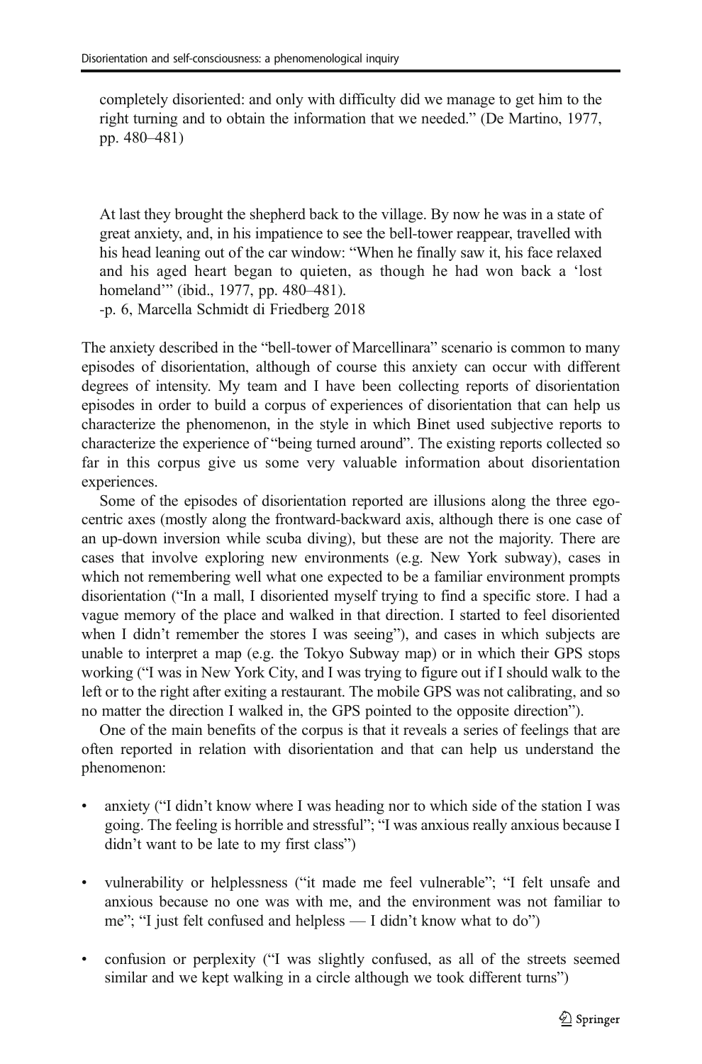> completely disoriented: and only with difficulty did we manage to get him to the right turning and to obtain the information that we needed." (De Martino, 1977, pp. 480–481)

> At last they brought the shepherd back to the village. By now he was in a state of great anxiety, and, in his impatience to see the bell-tower reappear, travelled with his head leaning out of the car window: "When he finally saw it, his face relaxed and his aged heart began to quieten, as though he had won back a 'lost homeland'" (ibid., 1977, pp. 480–481).
> -p. 6, Marcella Schmidt di Friedberg 2018

The anxiety described in the "bell-tower of Marcellinara" scenario is common to many episodes of disorientation, although of course this anxiety can occur with different degrees of intensity. My team and I have been collecting reports of disorientation episodes in order to build a corpus of experiences of disorientation that can help us characterize the phenomenon, in the style in which Binet used subjective reports to characterize the experience of "being turned around". The existing reports collected so far in this corpus give us some very valuable information about disorientation experiences.

Some of the episodes of disorientation reported are illusions along the three egocentric axes (mostly along the frontward-backward axis, although there is one case of an up-down inversion while scuba diving), but these are not the majority. There are cases that involve exploring new environments (e.g. New York subway), cases in which not remembering well what one expected to be a familiar environment prompts disorientation ("In a mall, I disoriented myself trying to find a specific store. I had a vague memory of the place and walked in that direction. I started to feel disoriented when I didn't remember the stores I was seeing"), and cases in which subjects are unable to interpret a map (e.g. the Tokyo Subway map) or in which their GPS stops working ("I was in New York City, and I was trying to figure out if I should walk to the left or to the right after exiting a restaurant. The mobile GPS was not calibrating, and so no matter the direction I walked in, the GPS pointed to the opposite direction").

One of the main benefits of the corpus is that it reveals a series of feelings that are often reported in relation with disorientation and that can help us understand the phenomenon:

- anxiety ("I didn't know where I was heading nor to which side of the station I was going. The feeling is horrible and stressful"; "I was anxious really anxious because I didn't want to be late to my first class")
- vulnerability or helplessness ("it made me feel vulnerable"; "I felt unsafe and anxious because no one was with me, and the environment was not familiar to me"; "I just felt confused and helpless — I didn't know what to do")
- confusion or perplexity ("I was slightly confused, as all of the streets seemed similar and we kept walking in a circle although we took different turns")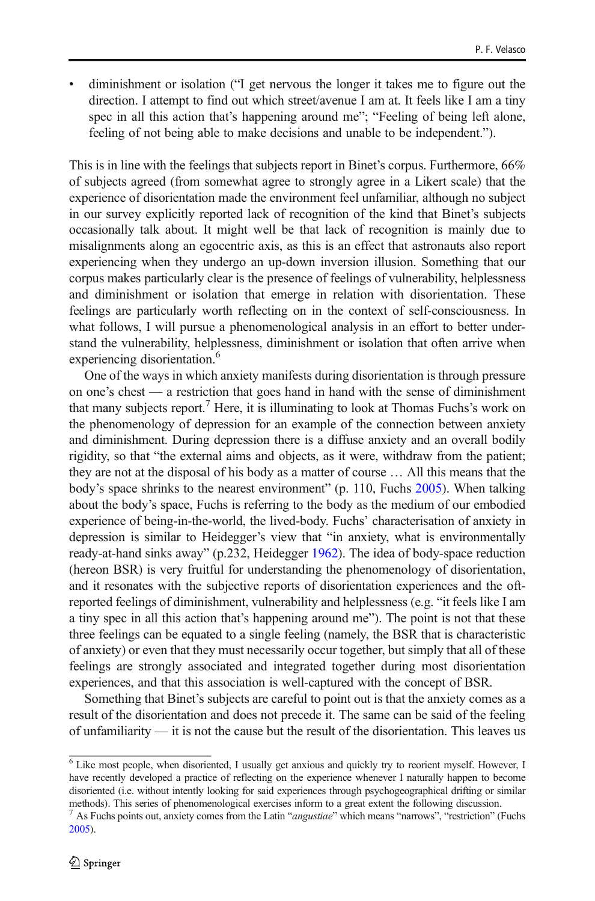- diminishment or isolation ("I get nervous the longer it takes me to figure out the direction. I attempt to find out which street/avenue I am at. It feels like I am a tiny spec in all this action that's happening around me"; "Feeling of being left alone, feeling of not being able to make decisions and unable to be independent.").

This is in line with the feelings that subjects report in Binet's corpus. Furthermore, 66% of subjects agreed (from somewhat agree to strongly agree in a Likert scale) that the experience of disorientation made the environment feel unfamiliar, although no subject in our survey explicitly reported lack of recognition of the kind that Binet's subjects occasionally talk about. It might well be that lack of recognition is mainly due to misalignments along an egocentric axis, as this is an effect that astronauts also report experiencing when they undergo an up-down inversion illusion. Something that our corpus makes particularly clear is the presence of feelings of vulnerability, helplessness and diminishment or isolation that emerge in relation with disorientation. These feelings are particularly worth reflecting on in the context of self-consciousness. In what follows, I will pursue a phenomenological analysis in an effort to better understand the vulnerability, helplessness, diminishment or isolation that often arrive when experiencing disorientation.[6]

One of the ways in which anxiety manifests during disorientation is through pressure on one's chest — a restriction that goes hand in hand with the sense of diminishment that many subjects report.[7] Here, it is illuminating to look at Thomas Fuchs's work on the phenomenology of depression for an example of the connection between anxiety and diminishment. During depression there is a diffuse anxiety and an overall bodily rigidity, so that "the external aims and objects, as it were, withdraw from the patient; they are not at the disposal of his body as a matter of course … All this means that the body's space shrinks to the nearest environment" (p. 110, Fuchs 2005). When talking about the body's space, Fuchs is referring to the body as the medium of our embodied experience of being-in-the-world, the lived-body. Fuchs' characterisation of anxiety in depression is similar to Heidegger's view that "in anxiety, what is environmentally ready-at-hand sinks away" (p.232, Heidegger 1962). The idea of body-space reduction (hereon BSR) is very fruitful for understanding the phenomenology of disorientation, and it resonates with the subjective reports of disorientation experiences and the oft-reported feelings of diminishment, vulnerability and helplessness (e.g. "it feels like I am a tiny spec in all this action that's happening around me"). The point is not that these three feelings can be equated to a single feeling (namely, the BSR that is characteristic of anxiety) or even that they must necessarily occur together, but simply that all of these feelings are strongly associated and integrated together during most disorientation experiences, and that this association is well-captured with the concept of BSR.

Something that Binet's subjects are careful to point out is that the anxiety comes as a result of the disorientation and does not precede it. The same can be said of the feeling of unfamiliarity — it is not the cause but the result of the disorientation. This leaves us

[6] Like most people, when disoriented, I usually get anxious and quickly try to reorient myself. However, I have recently developed a practice of reflecting on the experience whenever I naturally happen to become disoriented (i.e. without intently looking for said experiences through psychogeographical drifting or similar methods). This series of phenomenological exercises inform to a great extent the following discussion.

[7] As Fuchs points out, anxiety comes from the Latin "*angustiae*" which means "narrows", "restriction" (Fuchs 2005).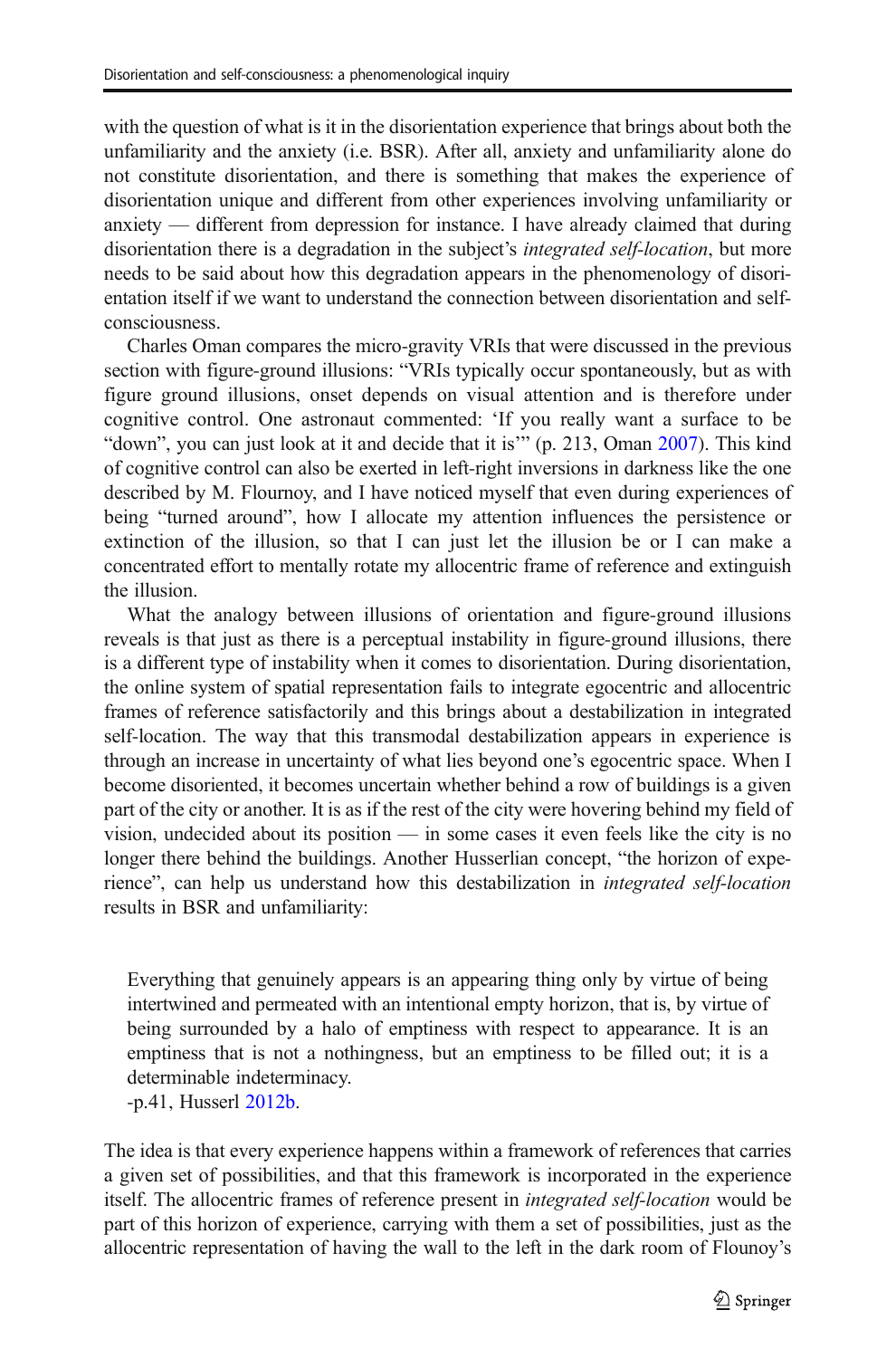with the question of what is it in the disorientation experience that brings about both the unfamiliarity and the anxiety (i.e. BSR). After all, anxiety and unfamiliarity alone do not constitute disorientation, and there is something that makes the experience of disorientation unique and different from other experiences involving unfamiliarity or anxiety — different from depression for instance. I have already claimed that during disorientation there is a degradation in the subject's *integrated self-location*, but more needs to be said about how this degradation appears in the phenomenology of disorientation itself if we want to understand the connection between disorientation and self-consciousness.

Charles Oman compares the micro-gravity VRIs that were discussed in the previous section with figure-ground illusions: "VRIs typically occur spontaneously, but as with figure ground illusions, onset depends on visual attention and is therefore under cognitive control. One astronaut commented: 'If you really want a surface to be "down", you can just look at it and decide that it is'" (p. 213, Oman 2007). This kind of cognitive control can also be exerted in left-right inversions in darkness like the one described by M. Flournoy, and I have noticed myself that even during experiences of being "turned around", how I allocate my attention influences the persistence or extinction of the illusion, so that I can just let the illusion be or I can make a concentrated effort to mentally rotate my allocentric frame of reference and extinguish the illusion.

What the analogy between illusions of orientation and figure-ground illusions reveals is that just as there is a perceptual instability in figure-ground illusions, there is a different type of instability when it comes to disorientation. During disorientation, the online system of spatial representation fails to integrate egocentric and allocentric frames of reference satisfactorily and this brings about a destabilization in integrated self-location. The way that this transmodal destabilization appears in experience is through an increase in uncertainty of what lies beyond one's egocentric space. When I become disoriented, it becomes uncertain whether behind a row of buildings is a given part of the city or another. It is as if the rest of the city were hovering behind my field of vision, undecided about its position — in some cases it even feels like the city is no longer there behind the buildings. Another Husserlian concept, "the horizon of experience", can help us understand how this destabilization in *integrated self-location* results in BSR and unfamiliarity:

> Everything that genuinely appears is an appearing thing only by virtue of being intertwined and permeated with an intentional empty horizon, that is, by virtue of being surrounded by a halo of emptiness with respect to appearance. It is an emptiness that is not a nothingness, but an emptiness to be filled out; it is a determinable indeterminacy.
> -p.41, Husserl 2012b.

The idea is that every experience happens within a framework of references that carries a given set of possibilities, and that this framework is incorporated in the experience itself. The allocentric frames of reference present in *integrated self-location* would be part of this horizon of experience, carrying with them a set of possibilities, just as the allocentric representation of having the wall to the left in the dark room of Flounoy's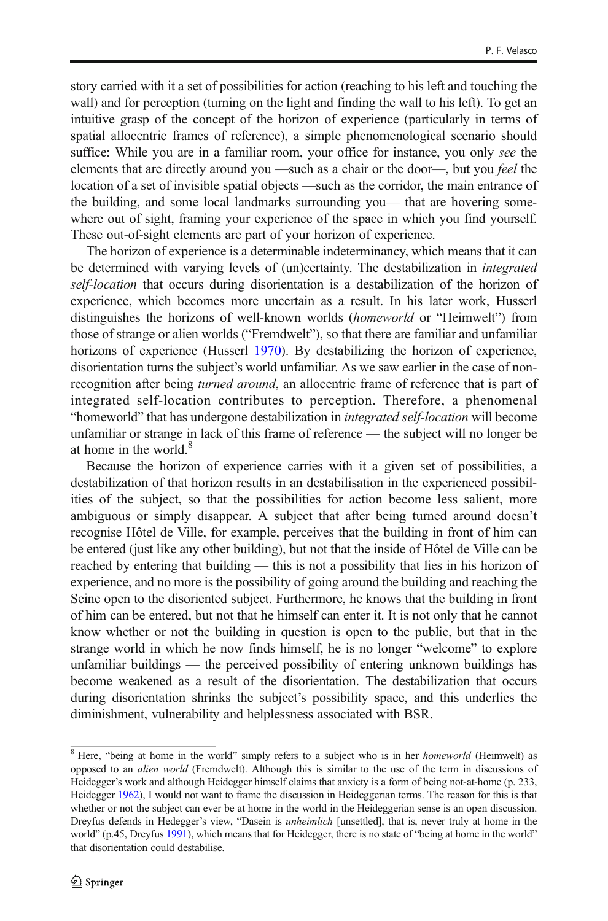story carried with it a set of possibilities for action (reaching to his left and touching the wall) and for perception (turning on the light and finding the wall to his left). To get an intuitive grasp of the concept of the horizon of experience (particularly in terms of spatial allocentric frames of reference), a simple phenomenological scenario should suffice: While you are in a familiar room, your office for instance, you only *see* the elements that are directly around you —such as a chair or the door—, but you *feel* the location of a set of invisible spatial objects —such as the corridor, the main entrance of the building, and some local landmarks surrounding you— that are hovering somewhere out of sight, framing your experience of the space in which you find yourself. These out-of-sight elements are part of your horizon of experience.

The horizon of experience is a determinable indeterminancy, which means that it can be determined with varying levels of (un)certainty. The destabilization in *integrated self-location* that occurs during disorientation is a destabilization of the horizon of experience, which becomes more uncertain as a result. In his later work, Husserl distinguishes the horizons of well-known worlds (*homeworld* or "Heimwelt") from those of strange or alien worlds ("Fremdwelt"), so that there are familiar and unfamiliar horizons of experience (Husserl 1970). By destabilizing the horizon of experience, disorientation turns the subject's world unfamiliar. As we saw earlier in the case of non-recognition after being *turned around*, an allocentric frame of reference that is part of integrated self-location contributes to perception. Therefore, a phenomenal "homeworld" that has undergone destabilization in *integrated self-location* will become unfamiliar or strange in lack of this frame of reference — the subject will no longer be at home in the world.[8]

Because the horizon of experience carries with it a given set of possibilities, a destabilization of that horizon results in an destabilisation in the experienced possibilities of the subject, so that the possibilities for action become less salient, more ambiguous or simply disappear. A subject that after being turned around doesn't recognise Hôtel de Ville, for example, perceives that the building in front of him can be entered (just like any other building), but not that the inside of Hôtel de Ville can be reached by entering that building — this is not a possibility that lies in his horizon of experience, and no more is the possibility of going around the building and reaching the Seine open to the disoriented subject. Furthermore, he knows that the building in front of him can be entered, but not that he himself can enter it. It is not only that he cannot know whether or not the building in question is open to the public, but that in the strange world in which he now finds himself, he is no longer "welcome" to explore unfamiliar buildings — the perceived possibility of entering unknown buildings has become weakened as a result of the disorientation. The destabilization that occurs during disorientation shrinks the subject's possibility space, and this underlies the diminishment, vulnerability and helplessness associated with BSR.

---

[8] Here, "being at home in the world" simply refers to a subject who is in her *homeworld* (Heimwelt) as opposed to an *alien world* (Fremdwelt). Although this is similar to the use of the term in discussions of Heidegger's work and although Heidegger himself claims that anxiety is a form of being not-at-home (p. 233, Heidegger 1962), I would not want to frame the discussion in Heideggerian terms. The reason for this is that whether or not the subject can ever be at home in the world in the Heideggerian sense is an open discussion. Dreyfus defends in Hedegger's view, "Dasein is *unheimlich* [unsettled], that is, never truly at home in the world" (p.45, Dreyfus 1991), which means that for Heidegger, there is no state of "being at home in the world" that disorientation could destabilise.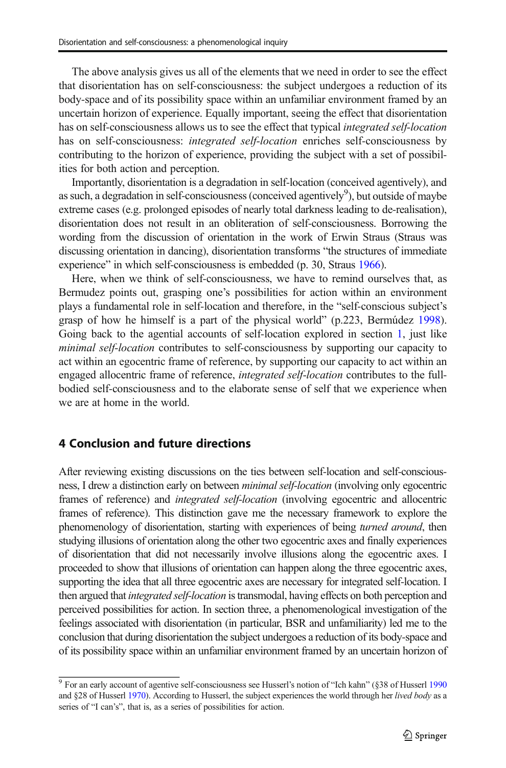The above analysis gives us all of the elements that we need in order to see the effect that disorientation has on self-consciousness: the subject undergoes a reduction of its body-space and of its possibility space within an unfamiliar environment framed by an uncertain horizon of experience. Equally important, seeing the effect that disorientation has on self-consciousness allows us to see the effect that typical *integrated self-location* has on self-consciousness: *integrated self-location* enriches self-consciousness by contributing to the horizon of experience, providing the subject with a set of possibilities for both action and perception.

Importantly, disorientation is a degradation in self-location (conceived agentively), and as such, a degradation in self-consciousness (conceived agentively[9]), but outside of maybe extreme cases (e.g. prolonged episodes of nearly total darkness leading to de-realisation), disorientation does not result in an obliteration of self-consciousness. Borrowing the wording from the discussion of orientation in the work of Erwin Straus (Straus was discussing orientation in dancing), disorientation transforms "the structures of immediate experience" in which self-consciousness is embedded (p. 30, Straus 1966).

Here, when we think of self-consciousness, we have to remind ourselves that, as Bermudez points out, grasping one's possibilities for action within an environment plays a fundamental role in self-location and therefore, in the "self-conscious subject's grasp of how he himself is a part of the physical world" (p.223, Bermúdez 1998). Going back to the agential accounts of self-location explored in section 1, just like *minimal self-location* contributes to self-consciousness by supporting our capacity to act within an egocentric frame of reference, by supporting our capacity to act within an engaged allocentric frame of reference, *integrated self-location* contributes to the full-bodied self-consciousness and to the elaborate sense of self that we experience when we are at home in the world.

## 4 Conclusion and future directions

After reviewing existing discussions on the ties between self-location and self-consciousness, I drew a distinction early on between *minimal self-location* (involving only egocentric frames of reference) and *integrated self-location* (involving egocentric and allocentric frames of reference). This distinction gave me the necessary framework to explore the phenomenology of disorientation, starting with experiences of being *turned around*, then studying illusions of orientation along the other two egocentric axes and finally experiences of disorientation that did not necessarily involve illusions along the egocentric axes. I proceeded to show that illusions of orientation can happen along the three egocentric axes, supporting the idea that all three egocentric axes are necessary for integrated self-location. I then argued that *integrated self-location* is transmodal, having effects on both perception and perceived possibilities for action. In section three, a phenomenological investigation of the feelings associated with disorientation (in particular, BSR and unfamiliarity) led me to the conclusion that during disorientation the subject undergoes a reduction of its body-space and of its possibility space within an unfamiliar environment framed by an uncertain horizon of

[9] For an early account of agentive self-consciousness see Husserl's notion of "Ich kahn" (§38 of Husserl 1990 and §28 of Husserl 1970). According to Husserl, the subject experiences the world through her *lived body* as a series of "I can's", that is, as a series of possibilities for action.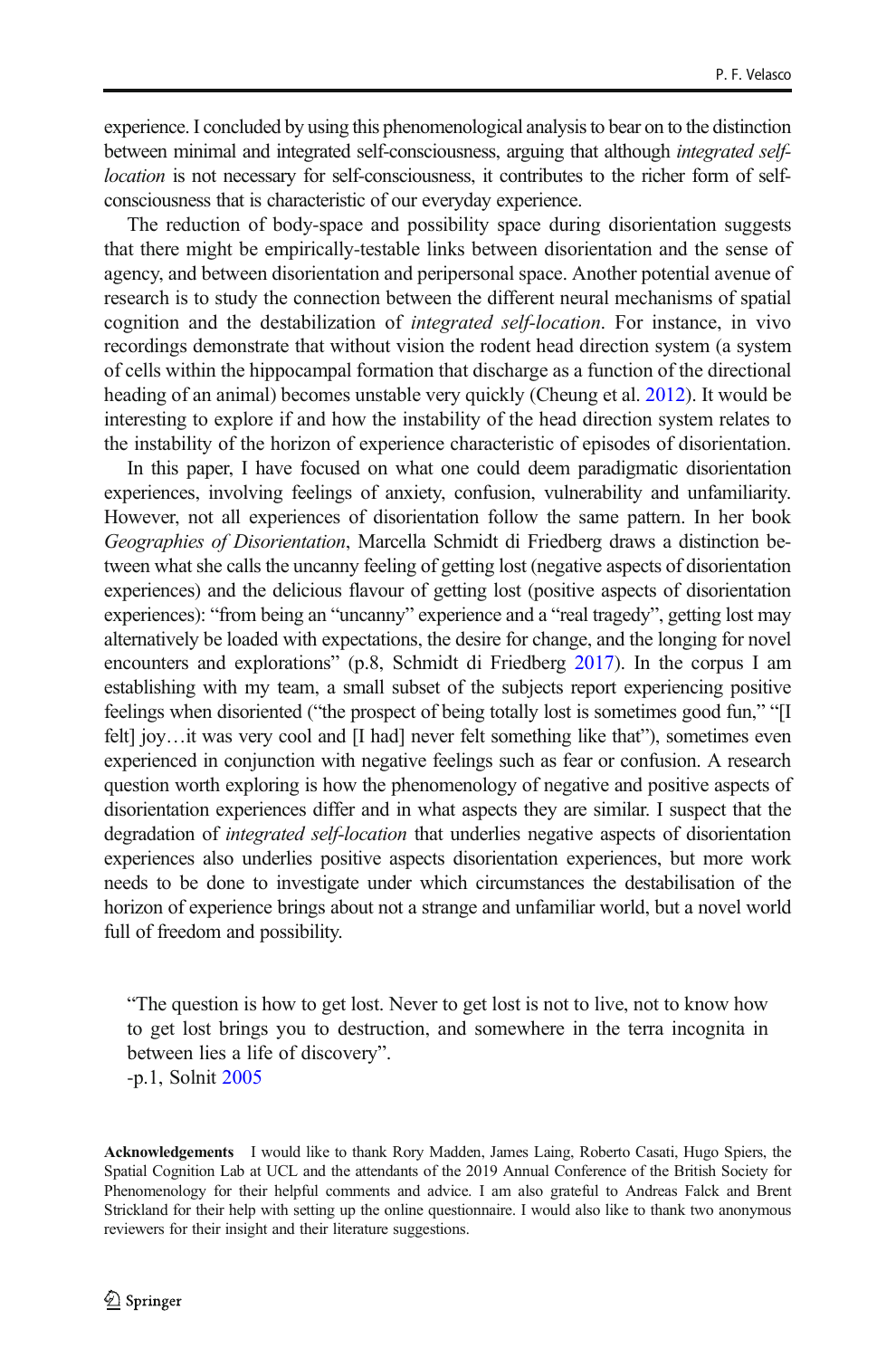experience. I concluded by using this phenomenological analysis to bear on to the distinction between minimal and integrated self-consciousness, arguing that although *integrated self-location* is not necessary for self-consciousness, it contributes to the richer form of self-consciousness that is characteristic of our everyday experience.

The reduction of body-space and possibility space during disorientation suggests that there might be empirically-testable links between disorientation and the sense of agency, and between disorientation and peripersonal space. Another potential avenue of research is to study the connection between the different neural mechanisms of spatial cognition and the destabilization of *integrated self-location*. For instance, in vivo recordings demonstrate that without vision the rodent head direction system (a system of cells within the hippocampal formation that discharge as a function of the directional heading of an animal) becomes unstable very quickly (Cheung et al. 2012). It would be interesting to explore if and how the instability of the head direction system relates to the instability of the horizon of experience characteristic of episodes of disorientation.

In this paper, I have focused on what one could deem paradigmatic disorientation experiences, involving feelings of anxiety, confusion, vulnerability and unfamiliarity. However, not all experiences of disorientation follow the same pattern. In her book *Geographies of Disorientation*, Marcella Schmidt di Friedberg draws a distinction between what she calls the uncanny feeling of getting lost (negative aspects of disorientation experiences) and the delicious flavour of getting lost (positive aspects of disorientation experiences): "from being an "uncanny" experience and a "real tragedy", getting lost may alternatively be loaded with expectations, the desire for change, and the longing for novel encounters and explorations" (p.8, Schmidt di Friedberg 2017). In the corpus I am establishing with my team, a small subset of the subjects report experiencing positive feelings when disoriented ("the prospect of being totally lost is sometimes good fun," "[I felt] joy…it was very cool and [I had] never felt something like that"), sometimes even experienced in conjunction with negative feelings such as fear or confusion. A research question worth exploring is how the phenomenology of negative and positive aspects of disorientation experiences differ and in what aspects they are similar. I suspect that the degradation of *integrated self-location* that underlies negative aspects of disorientation experiences also underlies positive aspects disorientation experiences, but more work needs to be done to investigate under which circumstances the destabilisation of the horizon of experience brings about not a strange and unfamiliar world, but a novel world full of freedom and possibility.

> "The question is how to get lost. Never to get lost is not to live, not to know how to get lost brings you to destruction, and somewhere in the terra incognita in between lies a life of discovery".
> -p.1, Solnit 2005

**Acknowledgements** I would like to thank Rory Madden, James Laing, Roberto Casati, Hugo Spiers, the Spatial Cognition Lab at UCL and the attendants of the 2019 Annual Conference of the British Society for Phenomenology for their helpful comments and advice. I am also grateful to Andreas Falck and Brent Strickland for their help with setting up the online questionnaire. I would also like to thank two anonymous reviewers for their insight and their literature suggestions.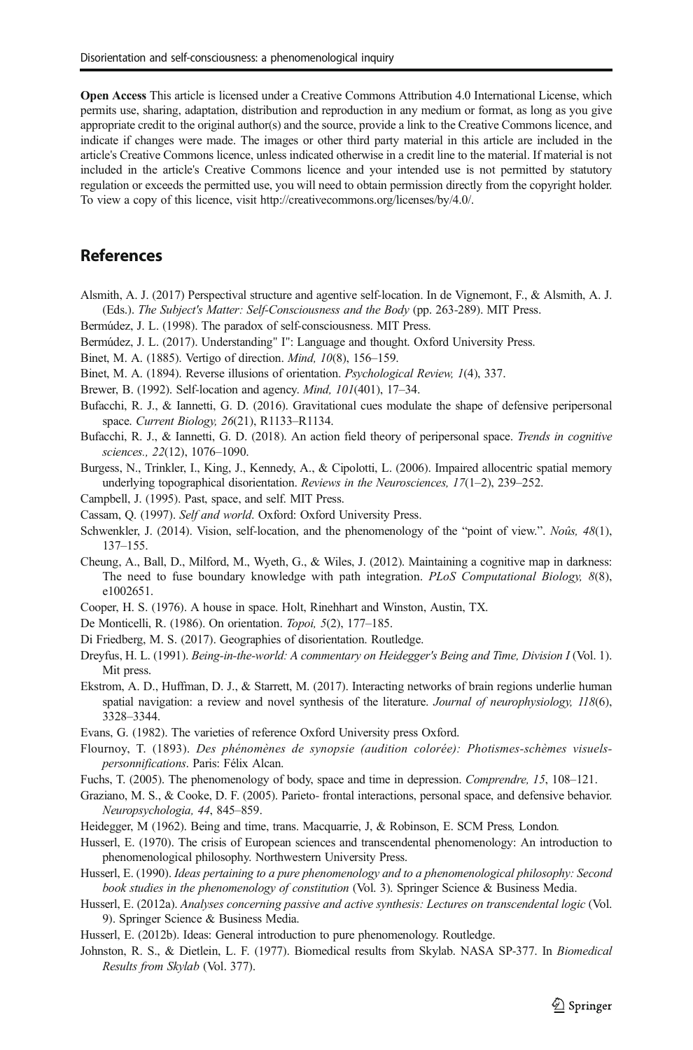**Open Access** This article is licensed under a Creative Commons Attribution 4.0 International License, which permits use, sharing, adaptation, distribution and reproduction in any medium or format, as long as you give appropriate credit to the original author(s) and the source, provide a link to the Creative Commons licence, and indicate if changes were made. The images or other third party material in this article are included in the article's Creative Commons licence, unless indicated otherwise in a credit line to the material. If material is not included in the article's Creative Commons licence and your intended use is not permitted by statutory regulation or exceeds the permitted use, you will need to obtain permission directly from the copyright holder. To view a copy of this licence, visit http://creativecommons.org/licenses/by/4.0/.

## References

Alsmith, A. J. (2017) Perspectival structure and agentive self-location. In de Vignemont, F., & Alsmith, A. J. (Eds.). *The Subject's Matter: Self-Consciousness and the Body* (pp. 263-289). MIT Press.

Bermúdez, J. L. (1998). The paradox of self-consciousness. MIT Press.

Bermúdez, J. L. (2017). Understanding" I": Language and thought. Oxford University Press.

Binet, M. A. (1885). Vertigo of direction. *Mind, 10*(8), 156–159.

Binet, M. A. (1894). Reverse illusions of orientation. *Psychological Review, 1*(4), 337.

Brewer, B. (1992). Self-location and agency. *Mind, 101*(401), 17–34.

Bufacchi, R. J., & Iannetti, G. D. (2016). Gravitational cues modulate the shape of defensive peripersonal space. *Current Biology, 26*(21), R1133–R1134.

Bufacchi, R. J., & Iannetti, G. D. (2018). An action field theory of peripersonal space. *Trends in cognitive sciences., 22*(12), 1076–1090.

Burgess, N., Trinkler, I., King, J., Kennedy, A., & Cipolotti, L. (2006). Impaired allocentric spatial memory underlying topographical disorientation. *Reviews in the Neurosciences, 17*(1–2), 239–252.

Campbell, J. (1995). Past, space, and self. MIT Press.

Cassam, Q. (1997). *Self and world*. Oxford: Oxford University Press.

Schwenkler, J. (2014). Vision, self-location, and the phenomenology of the "point of view.". *Noûs, 48*(1), 137–155.

Cheung, A., Ball, D., Milford, M., Wyeth, G., & Wiles, J. (2012). Maintaining a cognitive map in darkness: The need to fuse boundary knowledge with path integration. *PLoS Computational Biology, 8*(8), e1002651.

Cooper, H. S. (1976). A house in space. Holt, Rinehhart and Winston, Austin, TX.

De Monticelli, R. (1986). On orientation. *Topoi, 5*(2), 177–185.

Di Friedberg, M. S. (2017). Geographies of disorientation. Routledge.

Dreyfus, H. L. (1991). *Being-in-the-world: A commentary on Heidegger's Being and Time, Division I* (Vol. 1). Mit press.

Ekstrom, A. D., Huffman, D. J., & Starrett, M. (2017). Interacting networks of brain regions underlie human spatial navigation: a review and novel synthesis of the literature. *Journal of neurophysiology, 118*(6), 3328–3344.

Evans, G. (1982). The varieties of reference Oxford University press Oxford.

Flournoy, T. (1893). *Des phénomènes de synopsie (audition colorée): Photismes-schèmes visuels-personnifications*. Paris: Félix Alcan.

Fuchs, T. (2005). The phenomenology of body, space and time in depression. *Comprendre, 15*, 108–121.

Graziano, M. S., & Cooke, D. F. (2005). Parieto- frontal interactions, personal space, and defensive behavior. *Neuropsychologia, 44*, 845–859.

Heidegger, M (1962). Being and time, trans. Macquarrie, J, & Robinson, E. SCM Press*, London.*

Husserl, E. (1970). The crisis of European sciences and transcendental phenomenology: An introduction to phenomenological philosophy. Northwestern University Press.

Husserl, E. (1990). *Ideas pertaining to a pure phenomenology and to a phenomenological philosophy: Second book studies in the phenomenology of constitution* (Vol. 3). Springer Science & Business Media.

Husserl, E. (2012a). *Analyses concerning passive and active synthesis: Lectures on transcendental logic* (Vol. 9). Springer Science & Business Media.

Husserl, E. (2012b). Ideas: General introduction to pure phenomenology. Routledge.

Johnston, R. S., & Dietlein, L. F. (1977). Biomedical results from Skylab. NASA SP-377. In *Biomedical Results from Skylab* (Vol. 377).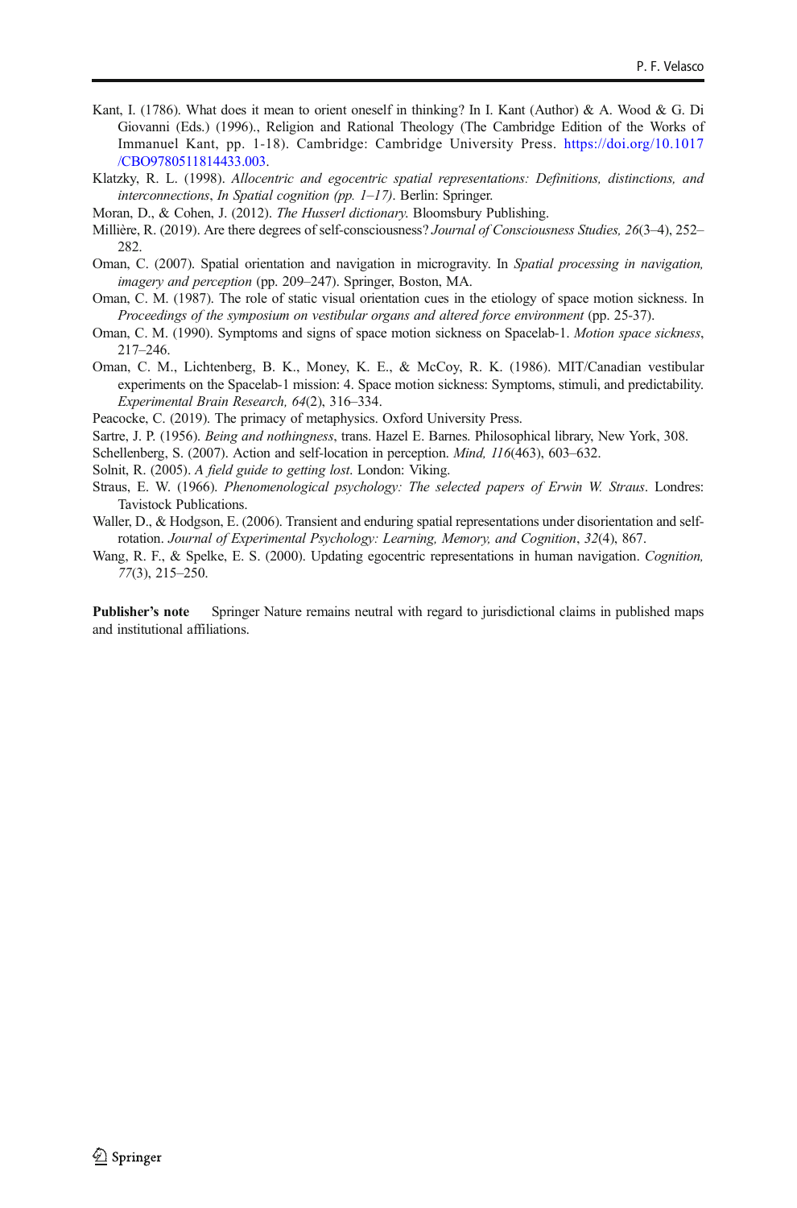Kant, I. (1786). What does it mean to orient oneself in thinking? In I. Kant (Author) & A. Wood & G. Di Giovanni (Eds.) (1996)., Religion and Rational Theology (The Cambridge Edition of the Works of Immanuel Kant, pp. 1-18). Cambridge: Cambridge University Press. https://doi.org/10.1017/CBO9780511814433.003.

Klatzky, R. L. (1998). *Allocentric and egocentric spatial representations: Definitions, distinctions, and interconnections*, *In Spatial cognition (pp. 1–17)*. Berlin: Springer.

Moran, D., & Cohen, J. (2012). *The Husserl dictionary*. Bloomsbury Publishing.

Millière, R. (2019). Are there degrees of self-consciousness? *Journal of Consciousness Studies, 26*(3–4), 252–282.

Oman, C. (2007). Spatial orientation and navigation in microgravity. In *Spatial processing in navigation, imagery and perception* (pp. 209–247). Springer, Boston, MA.

Oman, C. M. (1987). The role of static visual orientation cues in the etiology of space motion sickness. In *Proceedings of the symposium on vestibular organs and altered force environment* (pp. 25-37).

Oman, C. M. (1990). Symptoms and signs of space motion sickness on Spacelab-1. *Motion space sickness*, 217–246.

Oman, C. M., Lichtenberg, B. K., Money, K. E., & McCoy, R. K. (1986). MIT/Canadian vestibular experiments on the Spacelab-1 mission: 4. Space motion sickness: Symptoms, stimuli, and predictability. *Experimental Brain Research, 64*(2), 316–334.

Peacocke, C. (2019). The primacy of metaphysics. Oxford University Press.

Sartre, J. P. (1956). *Being and nothingness*, trans. Hazel E. Barnes. Philosophical library, New York, 308.

Schellenberg, S. (2007). Action and self-location in perception. *Mind, 116*(463), 603–632.

Solnit, R. (2005). *A field guide to getting lost*. London: Viking.

Straus, E. W. (1966). *Phenomenological psychology: The selected papers of Erwin W. Straus*. Londres: Tavistock Publications.

Waller, D., & Hodgson, E. (2006). Transient and enduring spatial representations under disorientation and self-rotation. *Journal of Experimental Psychology: Learning, Memory, and Cognition*, *32*(4), 867.

Wang, R. F., & Spelke, E. S. (2000). Updating egocentric representations in human navigation. *Cognition, 77*(3), 215–250.

**Publisher's note** Springer Nature remains neutral with regard to jurisdictional claims in published maps and institutional affiliations.